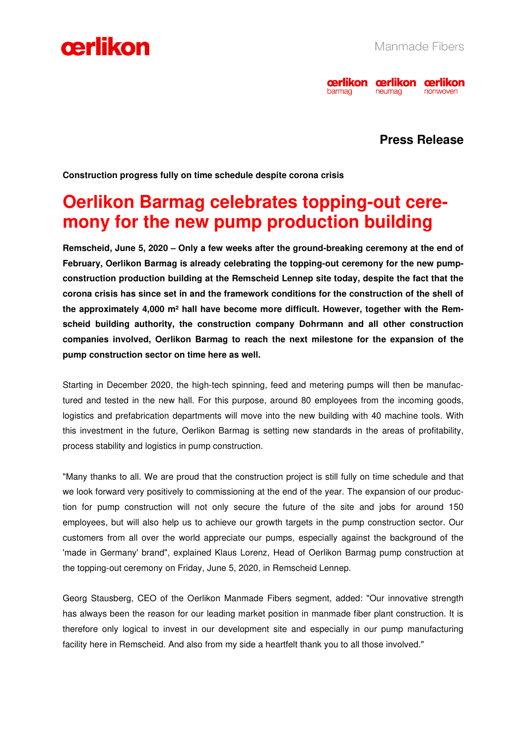Manmade Fibers

**Press Release**

**Construction progress fully on time schedule despite corona crisis**

# Oerlikon Barmag celebrates topping-out ceremony for the new pump production building

**Remscheid, June 5, 2020 – Only a few weeks after the ground-breaking ceremony at the end of February, Oerlikon Barmag is already celebrating the topping-out ceremony for the new pump-construction production building at the Remscheid Lennep site today, despite the fact that the corona crisis has since set in and the framework conditions for the construction of the shell of the approximately 4,000 m² hall have become more difficult. However, together with the Remscheid building authority, the construction company Dohrmann and all other construction companies involved, Oerlikon Barmag to reach the next milestone for the expansion of the pump construction sector on time here as well.**

Starting in December 2020, the high-tech spinning, feed and metering pumps will then be manufactured and tested in the new hall. For this purpose, around 80 employees from the incoming goods, logistics and prefabrication departments will move into the new building with 40 machine tools. With this investment in the future, Oerlikon Barmag is setting new standards in the areas of profitability, process stability and logistics in pump construction.

"Many thanks to all. We are proud that the construction project is still fully on time schedule and that we look forward very positively to commissioning at the end of the year. The expansion of our production for pump construction will not only secure the future of the site and jobs for around 150 employees, but will also help us to achieve our growth targets in the pump construction sector. Our customers from all over the world appreciate our pumps, especially against the background of the 'made in Germany' brand", explained Klaus Lorenz, Head of Oerlikon Barmag pump construction at the topping-out ceremony on Friday, June 5, 2020, in Remscheid Lennep.

Georg Stausberg, CEO of the Oerlikon Manmade Fibers segment, added: "Our innovative strength has always been the reason for our leading market position in manmade fiber plant construction. It is therefore only logical to invest in our development site and especially in our pump manufacturing facility here in Remscheid. And also from my side a heartfelt thank you to all those involved."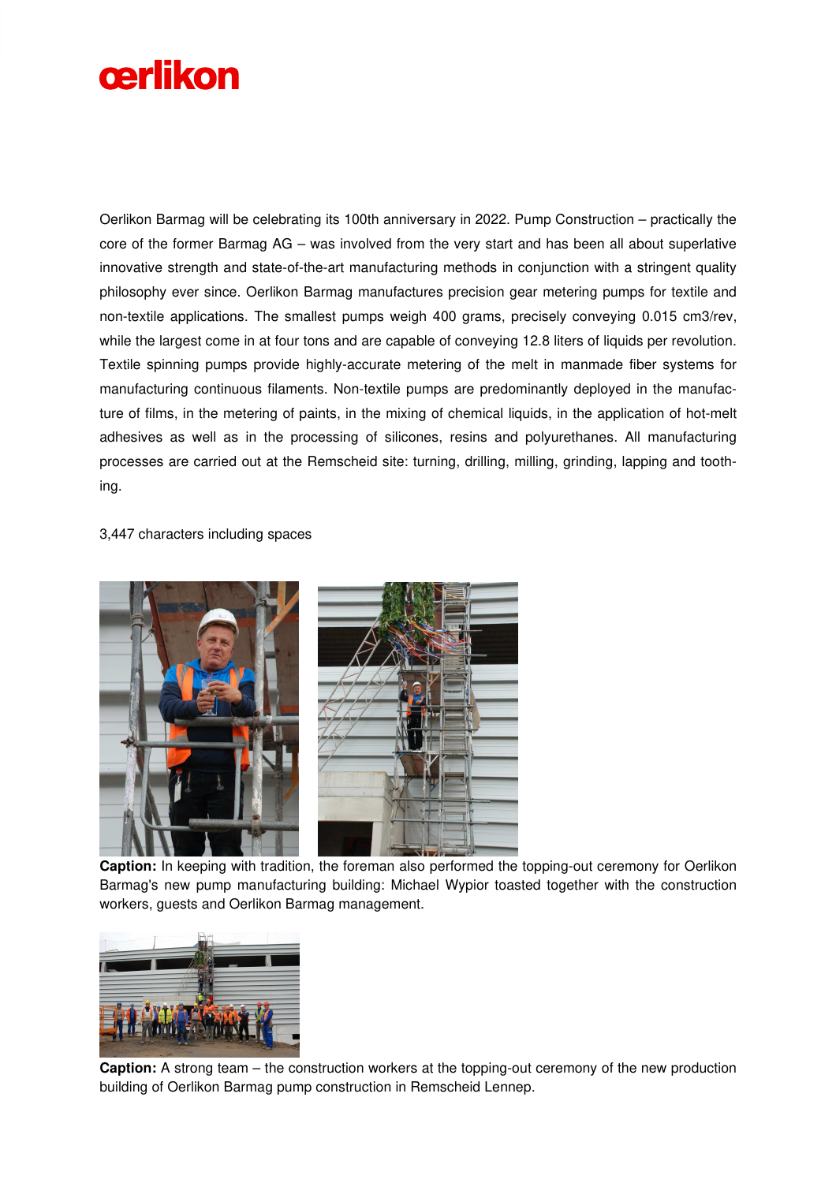Oerlikon Barmag will be celebrating its 100th anniversary in 2022. Pump Construction – practically the core of the former Barmag AG – was involved from the very start and has been all about superlative innovative strength and state-of-the-art manufacturing methods in conjunction with a stringent quality philosophy ever since. Oerlikon Barmag manufactures precision gear metering pumps for textile and non-textile applications. The smallest pumps weigh 400 grams, precisely conveying 0.015 cm3/rev, while the largest come in at four tons and are capable of conveying 12.8 liters of liquids per revolution. Textile spinning pumps provide highly-accurate metering of the melt in manmade fiber systems for manufacturing continuous filaments. Non-textile pumps are predominantly deployed in the manufacture of films, in the metering of paints, in the mixing of chemical liquids, in the application of hot-melt adhesives as well as in the processing of silicones, resins and polyurethanes. All manufacturing processes are carried out at the Remscheid site: turning, drilling, milling, grinding, lapping and toothing.

3,447 characters including spaces

**Caption:** In keeping with tradition, the foreman also performed the topping-out ceremony for Oerlikon Barmag's new pump manufacturing building: Michael Wypior toasted together with the construction workers, guests and Oerlikon Barmag management.

**Caption:** A strong team – the construction workers at the topping-out ceremony of the new production building of Oerlikon Barmag pump construction in Remscheid Lennep.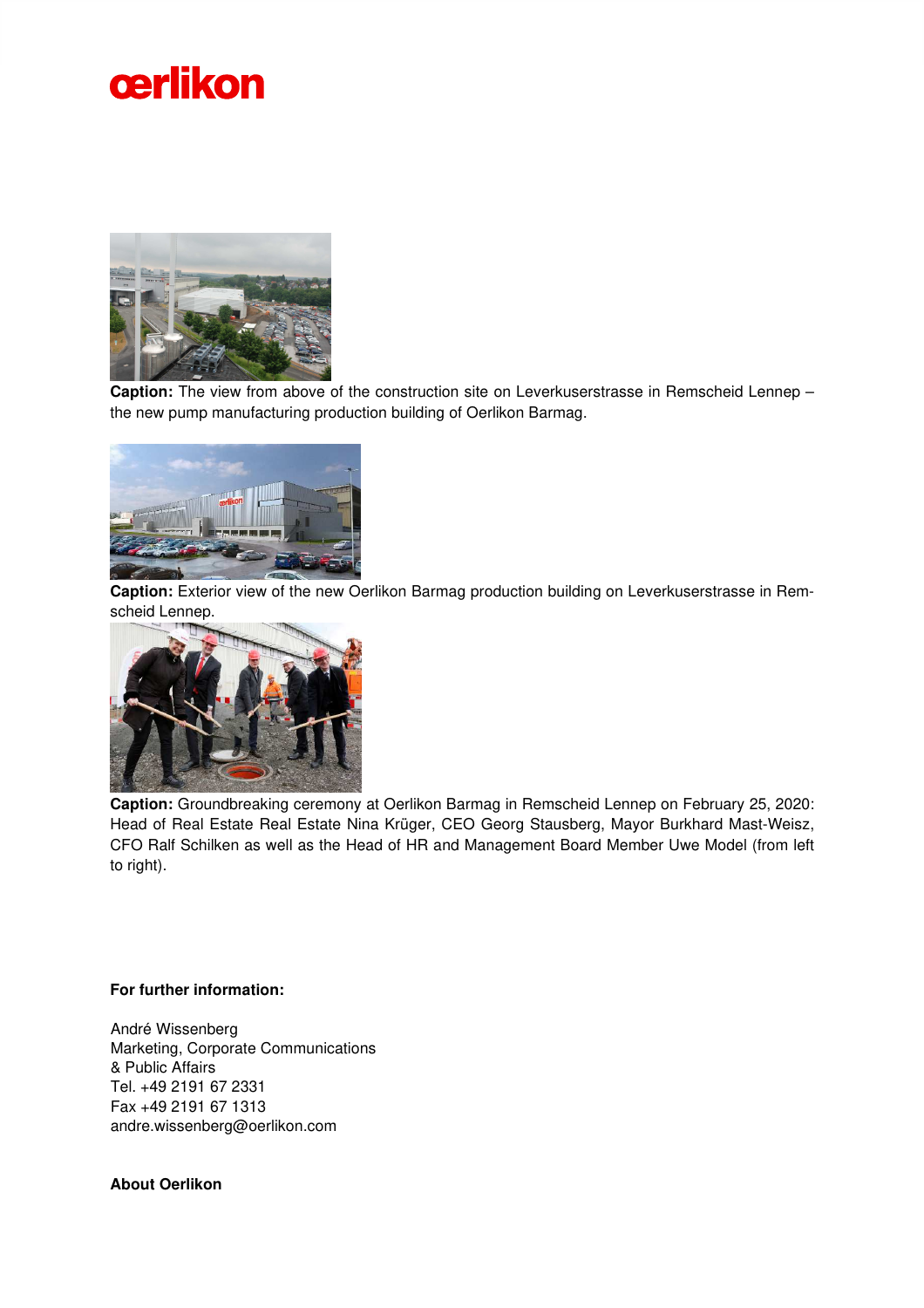**Caption:** The view from above of the construction site on Leverkuserstrasse in Remscheid Lennep – the new pump manufacturing production building of Oerlikon Barmag.

**Caption:** Exterior view of the new Oerlikon Barmag production building on Leverkuserstrasse in Remscheid Lennep.

**Caption:** Groundbreaking ceremony at Oerlikon Barmag in Remscheid Lennep on February 25, 2020: Head of Real Estate Real Estate Nina Krüger, CEO Georg Stausberg, Mayor Burkhard Mast-Weisz, CFO Ralf Schilken as well as the Head of HR and Management Board Member Uwe Model (from left to right).

**For further information:**

André Wissenberg
Marketing, Corporate Communications
& Public Affairs
Tel. +49 2191 67 2331
Fax +49 2191 67 1313
andre.wissenberg@oerlikon.com

**About Oerlikon**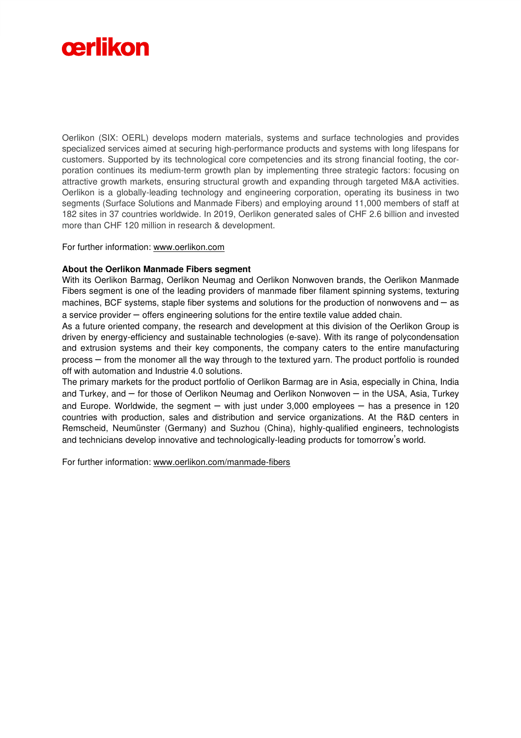Oerlikon (SIX: OERL) develops modern materials, systems and surface technologies and provides specialized services aimed at securing high-performance products and systems with long lifespans for customers. Supported by its technological core competencies and its strong financial footing, the corporation continues its medium-term growth plan by implementing three strategic factors: focusing on attractive growth markets, ensuring structural growth and expanding through targeted M&A activities. Oerlikon is a globally-leading technology and engineering corporation, operating its business in two segments (Surface Solutions and Manmade Fibers) and employing around 11,000 members of staff at 182 sites in 37 countries worldwide. In 2019, Oerlikon generated sales of CHF 2.6 billion and invested more than CHF 120 million in research & development.

For further information: www.oerlikon.com

**About the Oerlikon Manmade Fibers segment**

With its Oerlikon Barmag, Oerlikon Neumag and Oerlikon Nonwoven brands, the Oerlikon Manmade Fibers segment is one of the leading providers of manmade fiber filament spinning systems, texturing machines, BCF systems, staple fiber systems and solutions for the production of nonwovens and – as a service provider – offers engineering solutions for the entire textile value added chain.

As a future oriented company, the research and development at this division of the Oerlikon Group is driven by energy-efficiency and sustainable technologies (e-save). With its range of polycondensation and extrusion systems and their key components, the company caters to the entire manufacturing process – from the monomer all the way through to the textured yarn. The product portfolio is rounded off with automation and Industrie 4.0 solutions.

The primary markets for the product portfolio of Oerlikon Barmag are in Asia, especially in China, India and Turkey, and – for those of Oerlikon Neumag and Oerlikon Nonwoven – in the USA, Asia, Turkey and Europe. Worldwide, the segment – with just under 3,000 employees – has a presence in 120 countries with production, sales and distribution and service organizations. At the R&D centers in Remscheid, Neumünster (Germany) and Suzhou (China), highly-qualified engineers, technologists and technicians develop innovative and technologically-leading products for tomorrow's world.

For further information: www.oerlikon.com/manmade-fibers